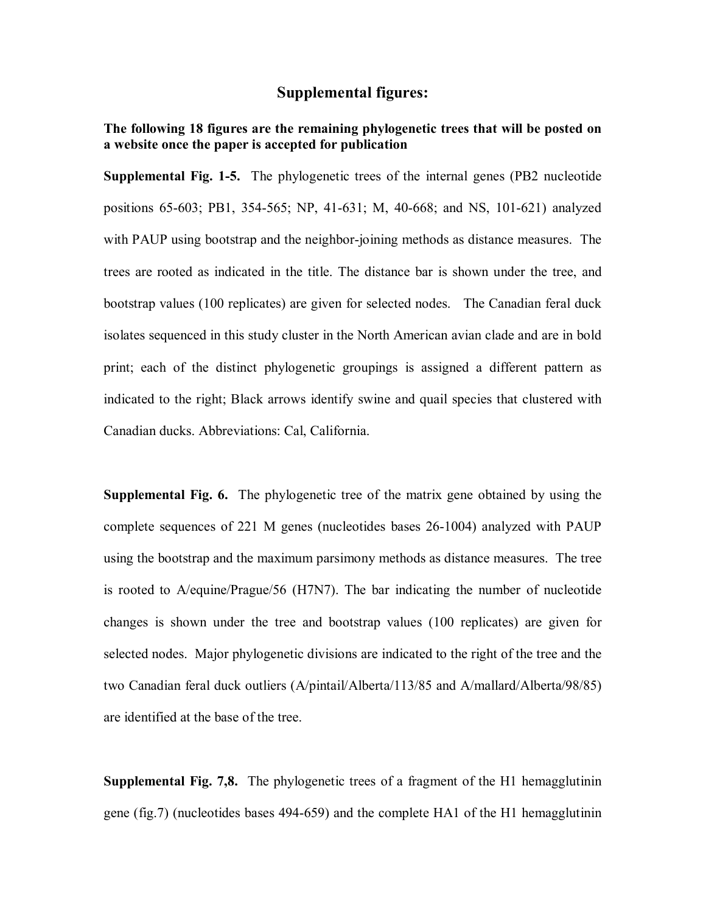## Supplemental figures:

**The following 18 figures are the remaining phylogenetic trees that will be posted on a website once the paper is accepted for publication**

**Supplemental Fig. 1-5.** The phylogenetic trees of the internal genes (PB2 nucleotide positions 65-603; PB1, 354-565; NP, 41-631; M, 40-668; and NS, 101-621) analyzed with PAUP using bootstrap and the neighbor-joining methods as distance measures. The trees are rooted as indicated in the title. The distance bar is shown under the tree, and bootstrap values (100 replicates) are given for selected nodes. The Canadian feral duck isolates sequenced in this study cluster in the North American avian clade and are in bold print; each of the distinct phylogenetic groupings is assigned a different pattern as indicated to the right; Black arrows identify swine and quail species that clustered with Canadian ducks. Abbreviations: Cal, California.

**Supplemental Fig. 6.** The phylogenetic tree of the matrix gene obtained by using the complete sequences of 221 M genes (nucleotides bases 26-1004) analyzed with PAUP using the bootstrap and the maximum parsimony methods as distance measures. The tree is rooted to A/equine/Prague/56 (H7N7). The bar indicating the number of nucleotide changes is shown under the tree and bootstrap values (100 replicates) are given for selected nodes. Major phylogenetic divisions are indicated to the right of the tree and the two Canadian feral duck outliers (A/pintail/Alberta/113/85 and A/mallard/Alberta/98/85) are identified at the base of the tree.

**Supplemental Fig. 7,8.** The phylogenetic trees of a fragment of the H1 hemagglutinin gene (fig.7) (nucleotides bases 494-659) and the complete HA1 of the H1 hemagglutinin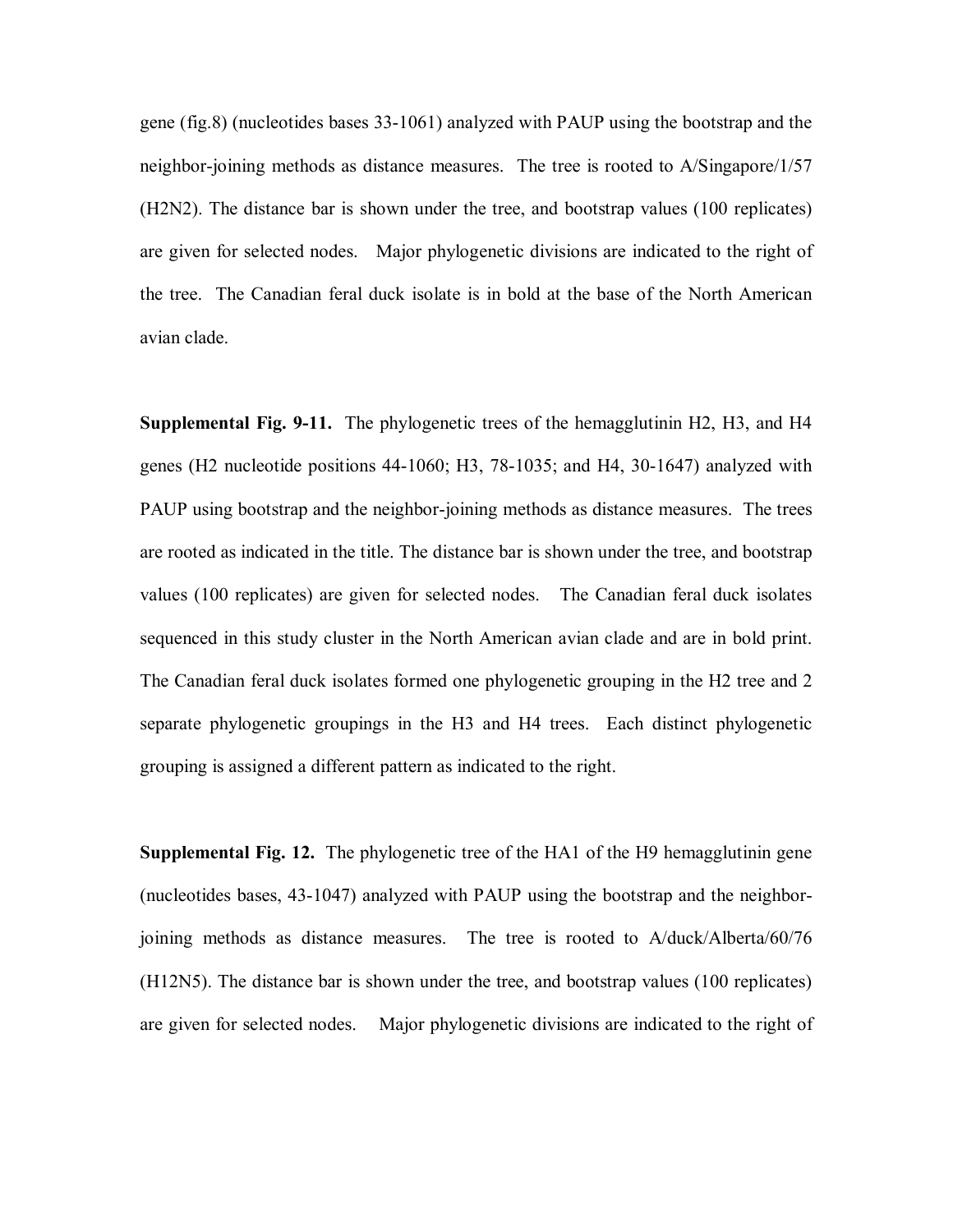gene (fig.8) (nucleotides bases 33-1061) analyzed with PAUP using the bootstrap and the neighbor-joining methods as distance measures. The tree is rooted to A/Singapore/1/57 (H2N2). The distance bar is shown under the tree, and bootstrap values (100 replicates) are given for selected nodes. Major phylogenetic divisions are indicated to the right of the tree. The Canadian feral duck isolate is in bold at the base of the North American avian clade.

**Supplemental Fig. 9-11.** The phylogenetic trees of the hemagglutinin H2, H3, and H4 genes (H2 nucleotide positions 44-1060; H3, 78-1035; and H4, 30-1647) analyzed with PAUP using bootstrap and the neighbor-joining methods as distance measures. The trees are rooted as indicated in the title. The distance bar is shown under the tree, and bootstrap values (100 replicates) are given for selected nodes. The Canadian feral duck isolates sequenced in this study cluster in the North American avian clade and are in bold print. The Canadian feral duck isolates formed one phylogenetic grouping in the H2 tree and 2 separate phylogenetic groupings in the H3 and H4 trees. Each distinct phylogenetic grouping is assigned a different pattern as indicated to the right.

**Supplemental Fig. 12.** The phylogenetic tree of the HA1 of the H9 hemagglutinin gene (nucleotides bases, 43-1047) analyzed with PAUP using the bootstrap and the neighbor-joining methods as distance measures. The tree is rooted to A/duck/Alberta/60/76 (H12N5). The distance bar is shown under the tree, and bootstrap values (100 replicates) are given for selected nodes. Major phylogenetic divisions are indicated to the right of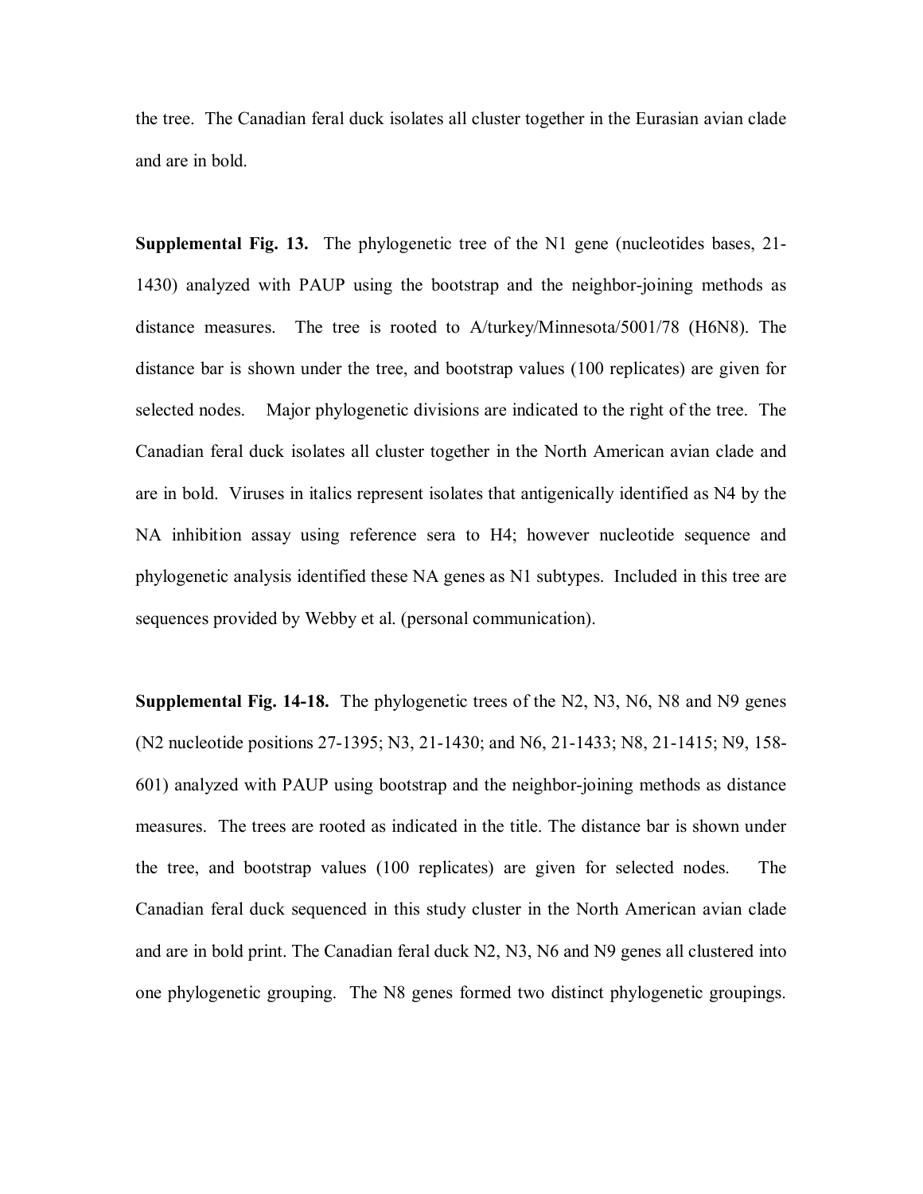the tree. The Canadian feral duck isolates all cluster together in the Eurasian avian clade and are in bold.

**Supplemental Fig. 13.** The phylogenetic tree of the N1 gene (nucleotides bases, 21-1430) analyzed with PAUP using the bootstrap and the neighbor-joining methods as distance measures. The tree is rooted to A/turkey/Minnesota/5001/78 (H6N8). The distance bar is shown under the tree, and bootstrap values (100 replicates) are given for selected nodes. Major phylogenetic divisions are indicated to the right of the tree. The Canadian feral duck isolates all cluster together in the North American avian clade and are in bold. Viruses in italics represent isolates that antigenically identified as N4 by the NA inhibition assay using reference sera to H4; however nucleotide sequence and phylogenetic analysis identified these NA genes as N1 subtypes. Included in this tree are sequences provided by Webby et al. (personal communication).

**Supplemental Fig. 14-18.** The phylogenetic trees of the N2, N3, N6, N8 and N9 genes (N2 nucleotide positions 27-1395; N3, 21-1430; and N6, 21-1433; N8, 21-1415; N9, 158-601) analyzed with PAUP using bootstrap and the neighbor-joining methods as distance measures. The trees are rooted as indicated in the title. The distance bar is shown under the tree, and bootstrap values (100 replicates) are given for selected nodes. The Canadian feral duck sequenced in this study cluster in the North American avian clade and are in bold print. The Canadian feral duck N2, N3, N6 and N9 genes all clustered into one phylogenetic grouping. The N8 genes formed two distinct phylogenetic groupings.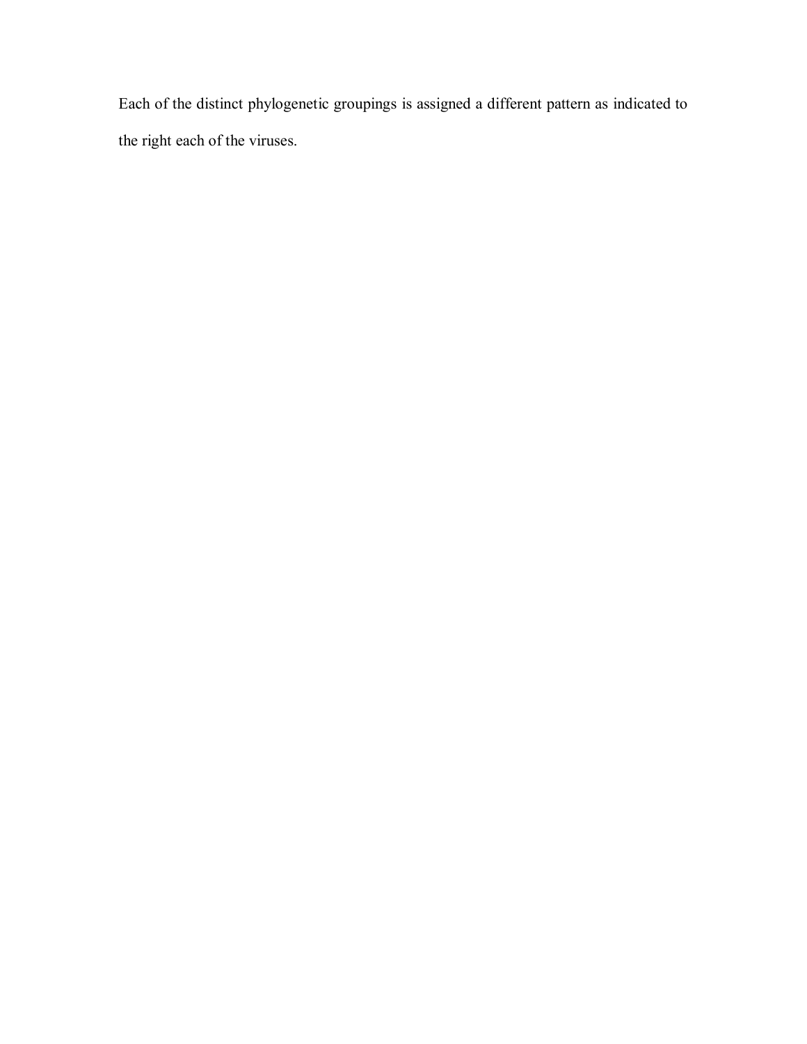Each of the distinct phylogenetic groupings is assigned a different pattern as indicated to the right each of the viruses.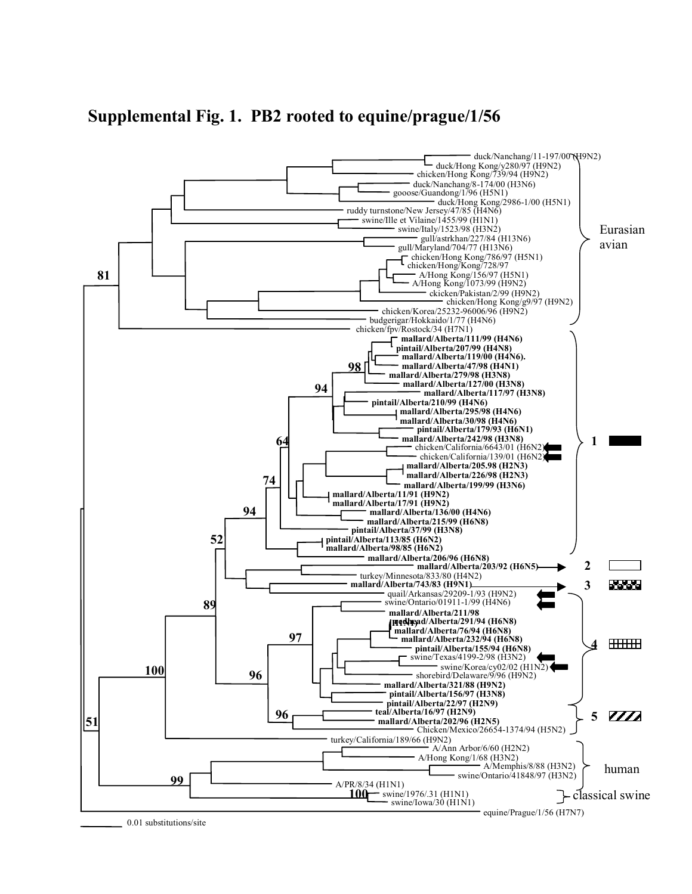**Supplemental Fig. 1. PB2 rooted to equine/prague/1/56**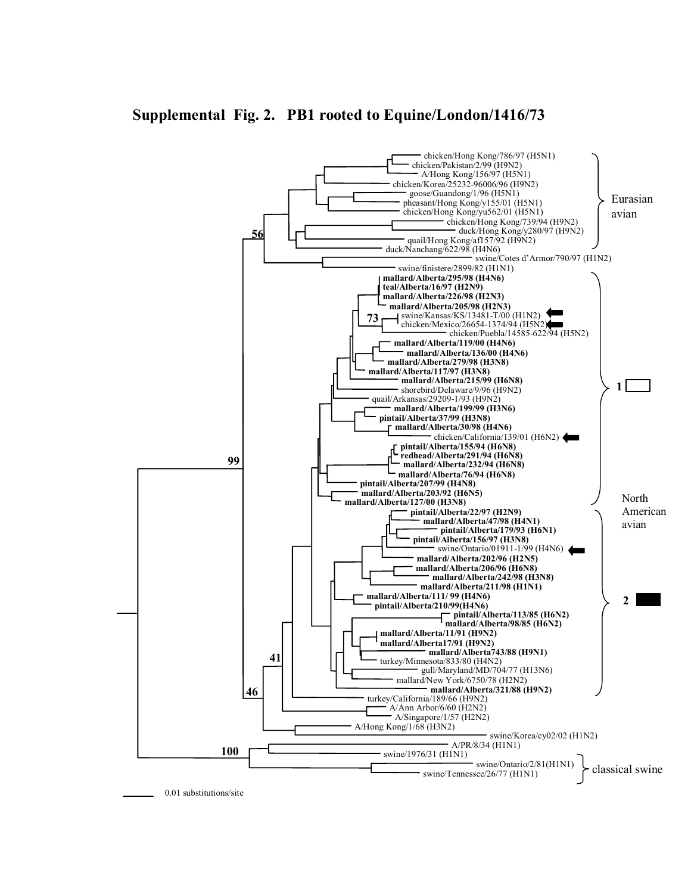# Supplemental Fig. 2. PB1 rooted to Equine/London/1416/73

chicken/Hong Kong/786/97 (H5N1)
chicken/Pakistan/2/99 (H9N2)
A/Hong Kong/156/97 (H5N1)
chicken/Korea/25232-96006/96 (H9N2)
goose/Guandong/1/96 (H5N1)
pheasant/Hong Kong/y155/01 (H5N1)
chicken/Hong Kong/yu562/01 (H5N1)
chicken/Hong Kong/739/94 (H9N2)
duck/Hong Kong/y280/97 (H9N2)
quail/Hong Kong/af157/92 (H9N2)
duck/Nanchang/622/98 (H4N6)
swine/Cotes d'Armor/790/97 (H1N2)
swine/finistere/2899/82 (H1N1)

Eurasian avian

56

**mallard/Alberta/295/98 (H4N6)**
**teal/Alberta/16/97 (H2N9)**
**mallard/Alberta/226/98 (H2N3)**
**mallard/Alberta/205/98 (H2N3)**
swine/Kansas/KS/13481-T/00 (H1N2)
chicken/Mexico/26654-1374/94 (H5N2)
chicken/Puebla/14585-622/94 (H5N2)
**mallard/Alberta/119/00 (H4N6)**
**mallard/Alberta/136/00 (H4N6)**
**mallard/Alberta/279/98 (H3N8)**
**mallard/Alberta/117/97 (H3N8)**
**mallard/Alberta/215/99 (H6N8)**
shorebird/Delaware/9/96 (H9N2)
quail/Arkansas/29209-1/93 (H9N2)
**mallard/Alberta/199/99 (H3N6)**
**pintail/Alberta/37/99 (H3N8)**
**mallard/Alberta/30/98 (H4N6)**
chicken/California/139/01 (H6N2)
**pintail/Alberta/155/94 (H6N8)**
**redhead/Alberta/291/94 (H6N8)**
**mallard/Alberta/232/94 (H6N8)**
**mallard/Alberta/76/94 (H6N8)**
**pintail/Alberta/207/99 (H4N8)**
**mallard/Alberta/203/92 (H6N5)**
**mallard/Alberta/127/00 (H3N8)**

73

1

**pintail/Alberta/22/97 (H2N9)**
**mallard/Alberta/47/98 (H4N1)**
**pintail/Alberta/179/93 (H6N1)**
**pintail/Alberta/156/97 (H3N8)**
swine/Ontario/01911-1/99 (H4N6)
**mallard/Alberta/202/96 (H2N5)**
**mallard/Alberta/206/96 (H6N8)**
**mallard/Alberta/242/98 (H3N8)**
**mallard/Alberta/211/98 (H1N1)**
**mallard/Alberta/111/ 99 (H4N6)**
**pintail/Alberta/210/99(H4N6)**
**pintail/Alberta/113/85 (H6N2)**
**mallard/Alberta/98/85 (H6N2)**
**mallard/Alberta/11/91 (H9N2)**
**mallard/Alberta17/91 (H9N2)**
**mallard/Alberta743/88 (H9N1)**
turkey/Minnesota/833/80 (H4N2)
gull/Maryland/MD/704/77 (H13N6)
mallard/New York/6750/78 (H2N2)
**mallard/Alberta/321/88 (H9N2)**

2

North American avian

turkey/California/189/66 (H9N2)
A/Ann Arbor/6/60 (H2N2)
A/Singapore/1/57 (H2N2)
A/Hong Kong/1/68 (H3N2)
swine/Korea/cy02/02 (H1N2)

99

41

46

A/PR/8/34 (H1N1)
swine/1976/31 (H1N1)
swine/Ontario/2/81(H1N1)
swine/Tennessee/26/77 (H1N1)

100

classical swine

0.01 substitutions/site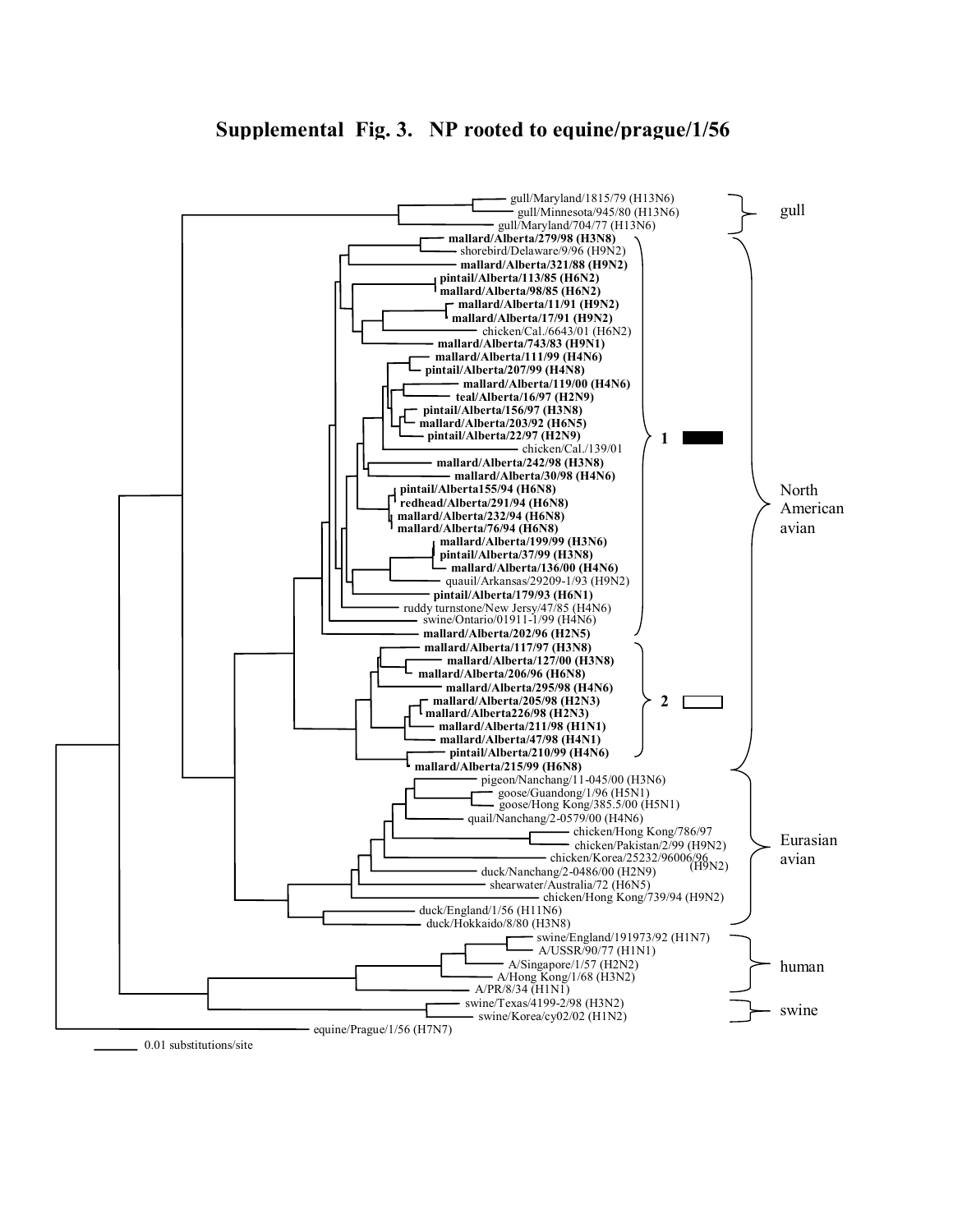# Supplemental Fig. 3. NP rooted to equine/prague/1/56

gull/Maryland/1815/79 (H13N6)
gull/Minnesota/945/80 (H13N6)
gull/Maryland/704/77 (H13N6)

gull

**mallard/Alberta/279/98 (H3N8)**
shorebird/Delaware/9/96 (H9N2)
**mallard/Alberta/321/88 (H9N2)**
**pintail/Alberta/113/85 (H6N2)**
**mallard/Alberta/98/85 (H6N2)**
**mallard/Alberta/11/91 (H9N2)**
**mallard/Alberta/17/91 (H9N2)**
chicken/Cal./6643/01 (H6N2)
**mallard/Alberta/743/83 (H9N1)**
**mallard/Alberta/111/99 (H4N6)**
**pintail/Alberta/207/99 (H4N8)**
**mallard/Alberta/119/00 (H4N6)**
**teal/Alberta/16/97 (H2N9)**
**pintail/Alberta/156/97 (H3N8)**
**mallard/Alberta/203/92 (H6N5)**
**pintail/Alberta/22/97 (H2N9)**
chicken/Cal./139/01
**mallard/Alberta/242/98 (H3N8)**
**mallard/Alberta/30/98 (H4N6)**
**pintail/Alberta155/94 (H6N8)**
**redhead/Alberta/291/94 (H6N8)**
**mallard/Alberta/232/94 (H6N8)**
**mallard/Alberta/76/94 (H6N8)**
**mallard/Alberta/199/99 (H3N6)**
**pintail/Alberta/37/99 (H3N8)**
**mallard/Alberta/136/00 (H4N6)**
quauil/Arkansas/29209-1/93 (H9N2)
**pintail/Alberta/179/93 (H6N1)**
ruddy turnstone/New Jersy/47/85 (H4N6)
swine/Ontario/01911-1/99 (H4N6)
**mallard/Alberta/202/96 (H2N5)**

1

**mallard/Alberta/117/97 (H3N8)**
**mallard/Alberta/127/00 (H3N8)**
**mallard/Alberta/206/96 (H6N8)**
**mallard/Alberta/295/98 (H4N6)**
**mallard/Alberta/205/98 (H2N3)**
**mallard/Alberta226/98 (H2N3)**
**mallard/Alberta/211/98 (H1N1)**
**mallard/Alberta/47/98 (H4N1)**
**pintail/Alberta/210/99 (H4N6)**
**mallard/Alberta/215/99 (H6N8)**

2

North American avian

pigeon/Nanchang/11-045/00 (H3N6)
goose/Guandong/1/96 (H5N1)
goose/Hong Kong/385.5/00 (H5N1)
quail/Nanchang/2-0579/00 (H4N6)
chicken/Hong Kong/786/97
chicken/Pakistan/2/99 (H9N2)
chicken/Korea/25232/96006/96 (H9N2)
duck/Nanchang/2-0486/00 (H2N9)
shearwater/Australia/72 (H6N5)
chicken/Hong Kong/739/94 (H9N2)
duck/England/1/56 (H11N6)
duck/Hokkaido/8/80 (H3N8)

Eurasian avian

swine/England/191973/92 (H1N7)
A/USSR/90/77 (H1N1)
A/Singapore/1/57 (H2N2)
A/Hong Kong/1/68 (H3N2)
A/PR/8/34 (H1N1)

human

swine/Texas/4199-2/98 (H3N2)
swine/Korea/cy02/02 (H1N2)

swine

equine/Prague/1/56 (H7N7)

0.01 substitutions/site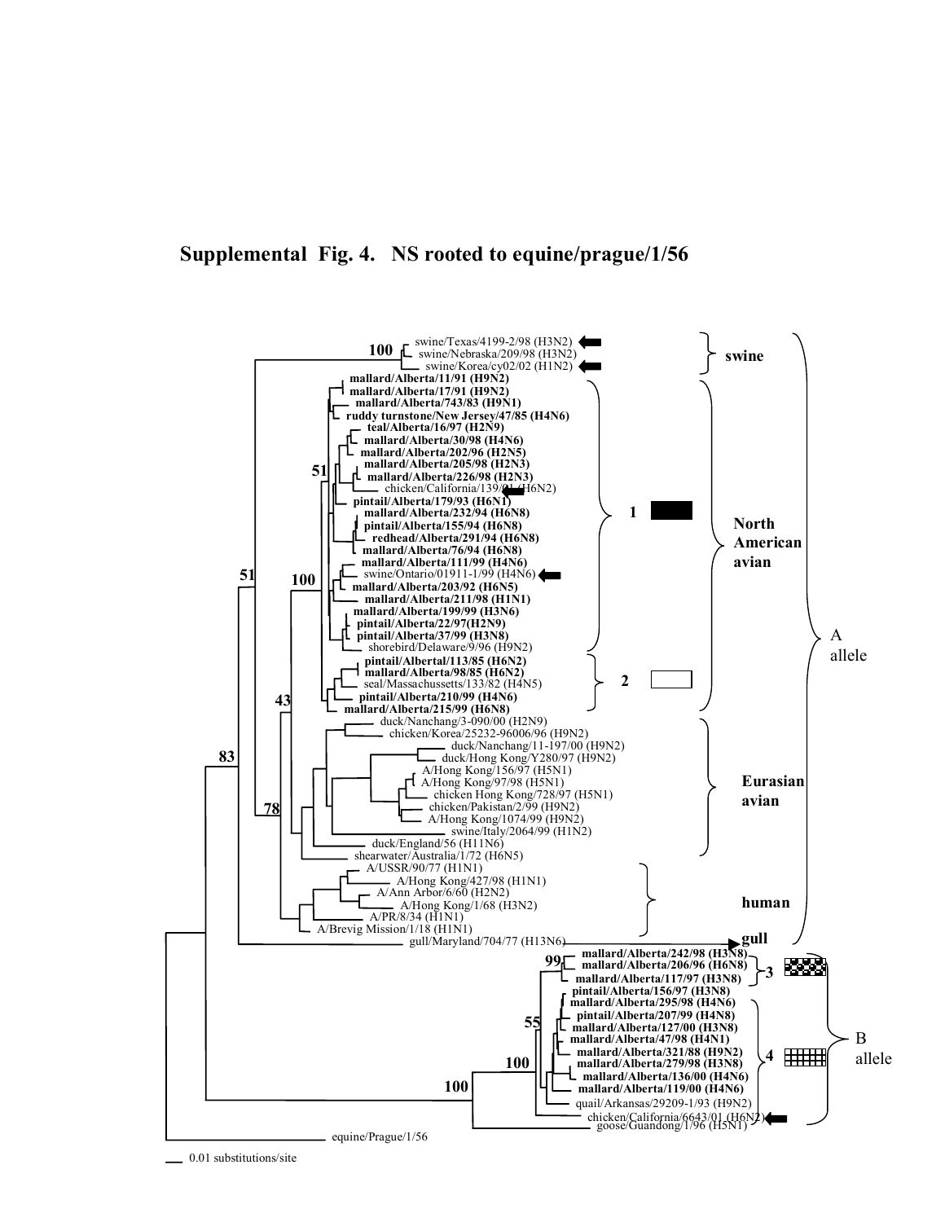**Supplemental Fig. 4. NS rooted to equine/prague/1/56**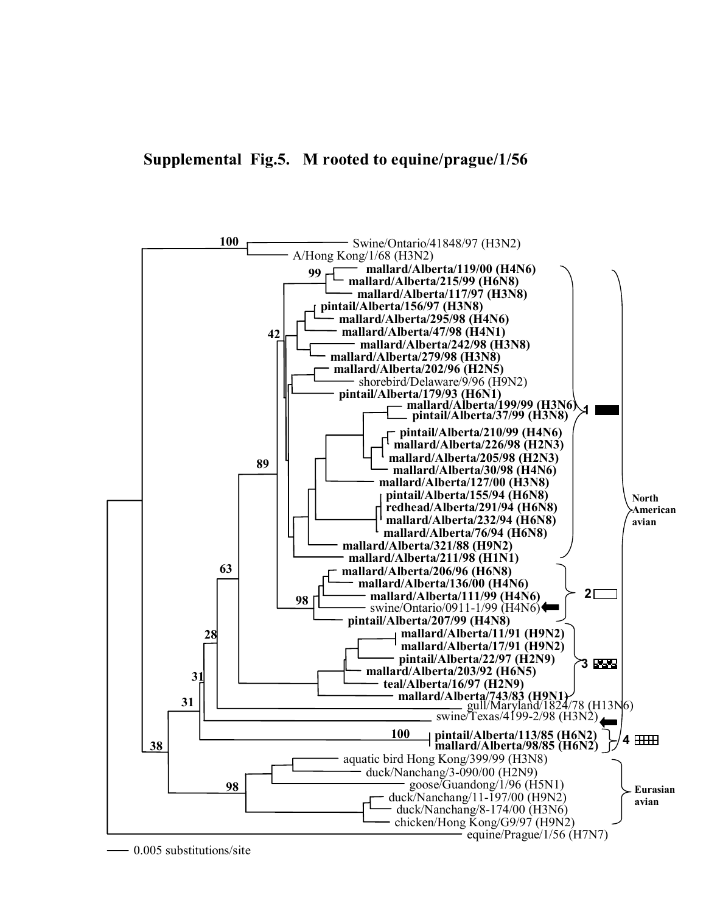**Supplemental Fig.5. M rooted to equine/prague/1/56**

Swine/Ontario/41848/97 (H3N2)
A/Hong Kong/1/68 (H3N2)
**mallard/Alberta/119/00 (H4N6)**
**mallard/Alberta/215/99 (H6N8)**
**mallard/Alberta/117/97 (H3N8)**
**pintail/Alberta/156/97 (H3N8)**
**mallard/Alberta/295/98 (H4N6)**
**mallard/Alberta/47/98 (H4N1)**
**mallard/Alberta/242/98 (H3N8)**
**mallard/Alberta/279/98 (H3N8)**
**mallard/Alberta/202/96 (H2N5)**
shorebird/Delaware/9/96 (H9N2)
**pintail/Alberta/179/93 (H6N1)**
**mallard/Alberta/199/99 (H3N6)**
**pintail/Alberta/37/99 (H3N8)**
**pintail/Alberta/210/99 (H4N6)**
**mallard/Alberta/226/98 (H2N3)**
**mallard/Alberta/205/98 (H2N3)**
**mallard/Alberta/30/98 (H4N6)**
**mallard/Alberta/127/00 (H3N8)**
**pintail/Alberta/155/94 (H6N8)**
**redhead/Alberta/291/94 (H6N8)**
**mallard/Alberta/232/94 (H6N8)**
**mallard/Alberta/76/94 (H6N8)**
**mallard/Alberta/321/88 (H9N2)**
**mallard/Alberta/211/98 (H1N1)**
**mallard/Alberta/206/96 (H6N8)**
**mallard/Alberta/136/00 (H4N6)**
**mallard/Alberta/111/99 (H4N6)**
swine/Ontario/0911-1/99 (H4N6)
**pintail/Alberta/207/99 (H4N8)**
**mallard/Alberta/11/91 (H9N2)**
**mallard/Alberta/17/91 (H9N2)**
**pintail/Alberta/22/97 (H2N9)**
**mallard/Alberta/203/92 (H6N5)**
**teal/Alberta/16/97 (H2N9)**
**mallard/Alberta/743/83 (H9N1)**
gull/Maryland/1824/78 (H13N6)
swine/Texas/4199-2/98 (H3N2)
**pintail/Alberta/113/85 (H6N2)**
**mallard/Alberta/98/85 (H6N2)**
aquatic bird Hong Kong/399/99 (H3N8)
duck/Nanchang/3-090/00 (H2N9)
goose/Guandong/1/96 (H5N1)
duck/Nanchang/11-197/00 (H9N2)
duck/Nanchang/8-174/00 (H3N6)
chicken/Hong Kong/G9/97 (H9N2)
equine/Prague/1/56 (H7N7)

North American avian

Eurasian avian

0.005 substitutions/site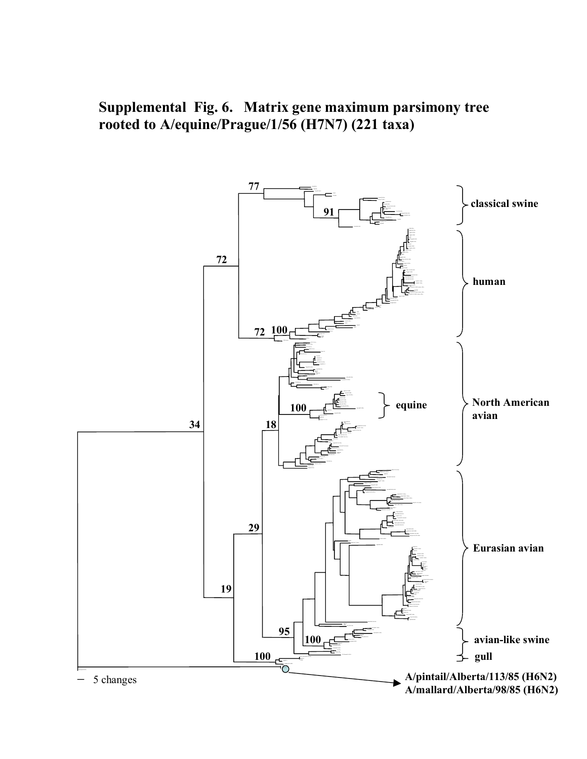# Supplemental Fig. 6. Matrix gene maximum parsimony tree rooted to A/equine/Prague/1/56 (H7N7) (221 taxa)

77

91

classical swine

72

human

72 100

North American avian

equine

100

34

18

Eurasian avian

29

19

95

avian-like swine

100

100

gull

5 changes

A/pintail/Alberta/113/85 (H6N2)
A/mallard/Alberta/98/85 (H6N2)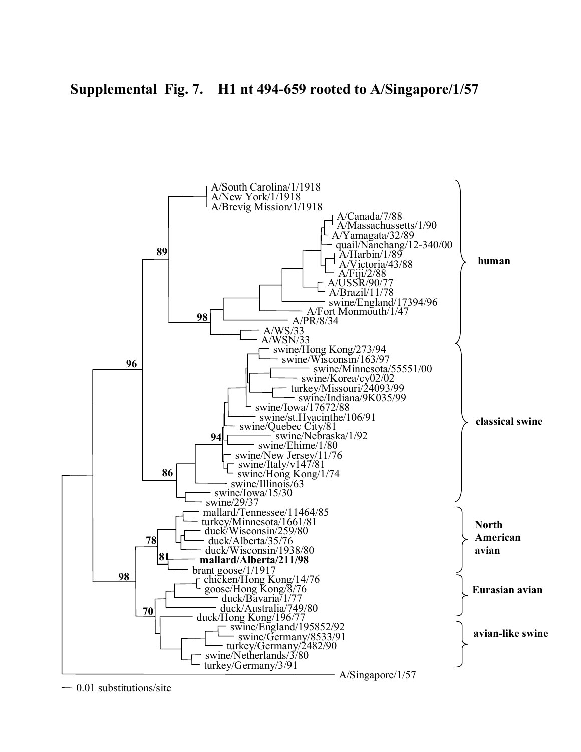**Supplemental Fig. 7. H1 nt 494-659 rooted to A/Singapore/1/57**

A/South Carolina/1/1918
A/New York/1/1918
A/Brevig Mission/1/1918
A/Canada/7/88
A/Massachussetts/1/90
A/Yamagata/32/89
quail/Nanchang/12-340/00
A/Harbin/1/89
A/Victoria/43/88
A/Fiji/2/88
A/USSR/90/77
A/Brazil/11/78
swine/England/17394/96
A/Fort Monmouth/1/47
A/PR/8/34
A/WS/33
A/WSN/33

**human**

swine/Hong Kong/273/94
swine/Wisconsin/163/97
swine/Minnesota/55551/00
swine/Korea/cy02/02
turkey/Missouri/24093/99
swine/Indiana/9K035/99
swine/Iowa/17672/88
swine/st.Hyacinthe/106/91
swine/Quebec City/81
swine/Nebraska/1/92
swine/Ehime/1/80
swine/New Jersey/11/76
swine/Italy/v147/81
swine/Hong Kong/1/74
swine/Illinois/63
swine/Iowa/15/30
swine/29/37

**classical swine**

mallard/Tennessee/11464/85
turkey/Minnesota/1661/81
duck/Wisconsin/259/80
duck/Alberta/35/76
duck/Wisconsin/1938/80
**mallard/Alberta/211/98**
brant goose/1/1917

**North American avian**

chicken/Hong Kong/14/76
goose/Hong Kong/8/76
duck/Bavaria/1/77
duck/Australia/749/80

**Eurasian avian**

duck/Hong Kong/196/77
swine/England/195852/92
swine/Germany/8533/91
turkey/Germany/2482/90
swine/Netherlands/3/80
turkey/Germany/3/91

**avian-like swine**

A/Singapore/1/57

Bootstrap values: 89, 98, 96, 94, 86, 78, 81, 98, 70

0.01 substitutions/site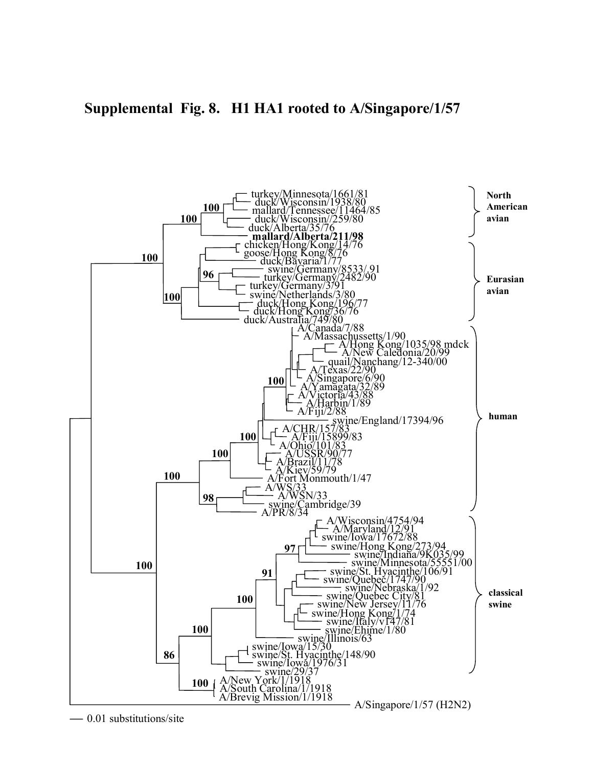# Supplemental Fig. 8. H1 HA1 rooted to A/Singapore/1/57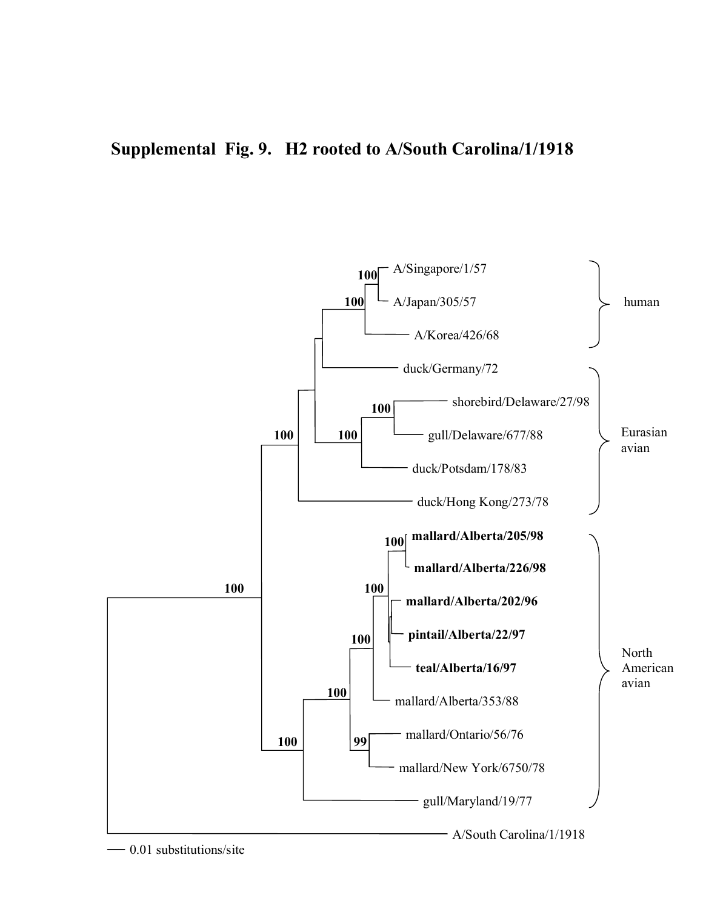**Supplemental Fig. 9. H2 rooted to A/South Carolina/1/1918**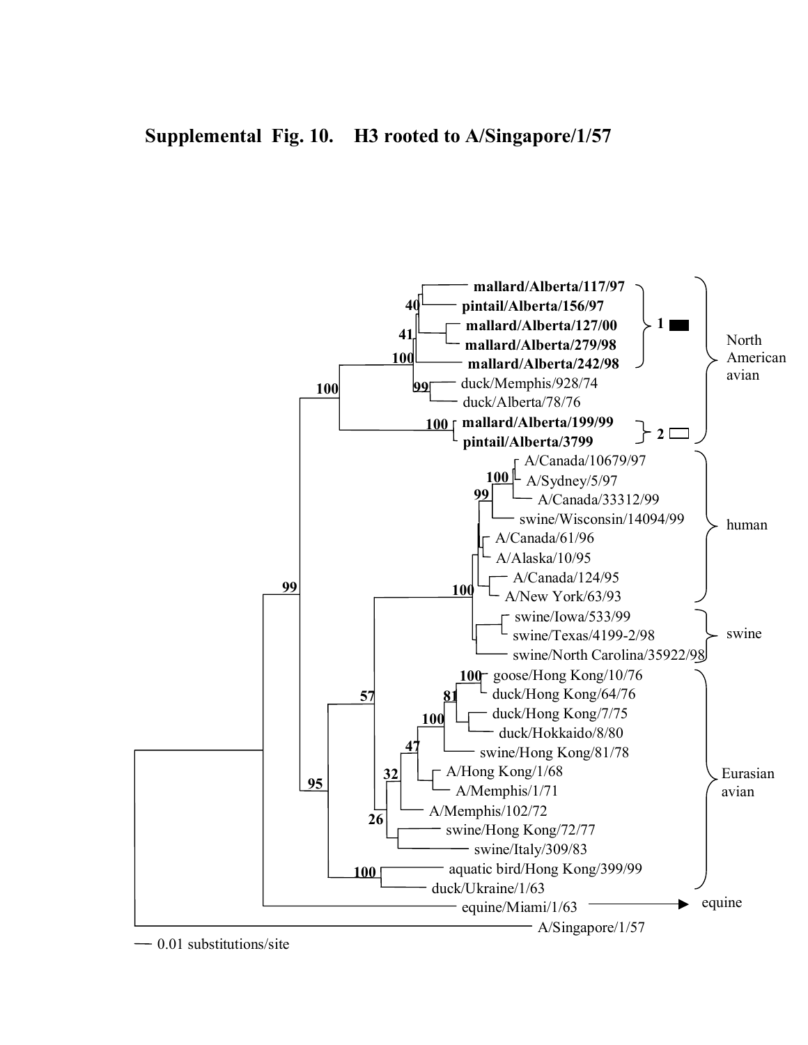**Supplemental Fig. 10. H3 rooted to A/Singapore/1/57**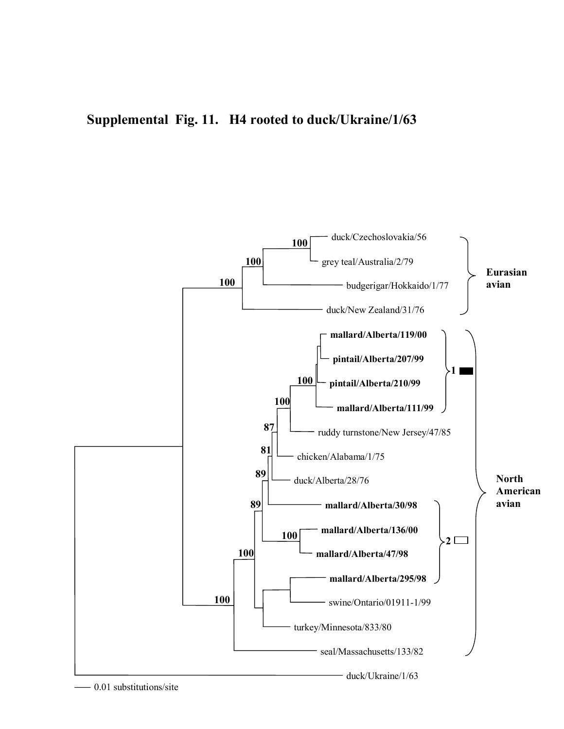**Supplemental Fig. 11. H4 rooted to duck/Ukraine/1/63**

duck/Czechoslovakia/56
grey teal/Australia/2/79
budgerigar/Hokkaido/1/77
duck/New Zealand/31/76

Eurasian avian

**mallard/Alberta/119/00**
**pintail/Alberta/207/99**
**pintail/Alberta/210/99**
**mallard/Alberta/111/99**

1

ruddy turnstone/New Jersey/47/85
chicken/Alabama/1/75
duck/Alberta/28/76

**mallard/Alberta/30/98**
**mallard/Alberta/136/00**
**mallard/Alberta/47/98**
**mallard/Alberta/295/98**

2

swine/Ontario/01911-1/99
turkey/Minnesota/833/80
seal/Massachusetts/133/82

North American avian

duck/Ukraine/1/63

0.01 substitutions/site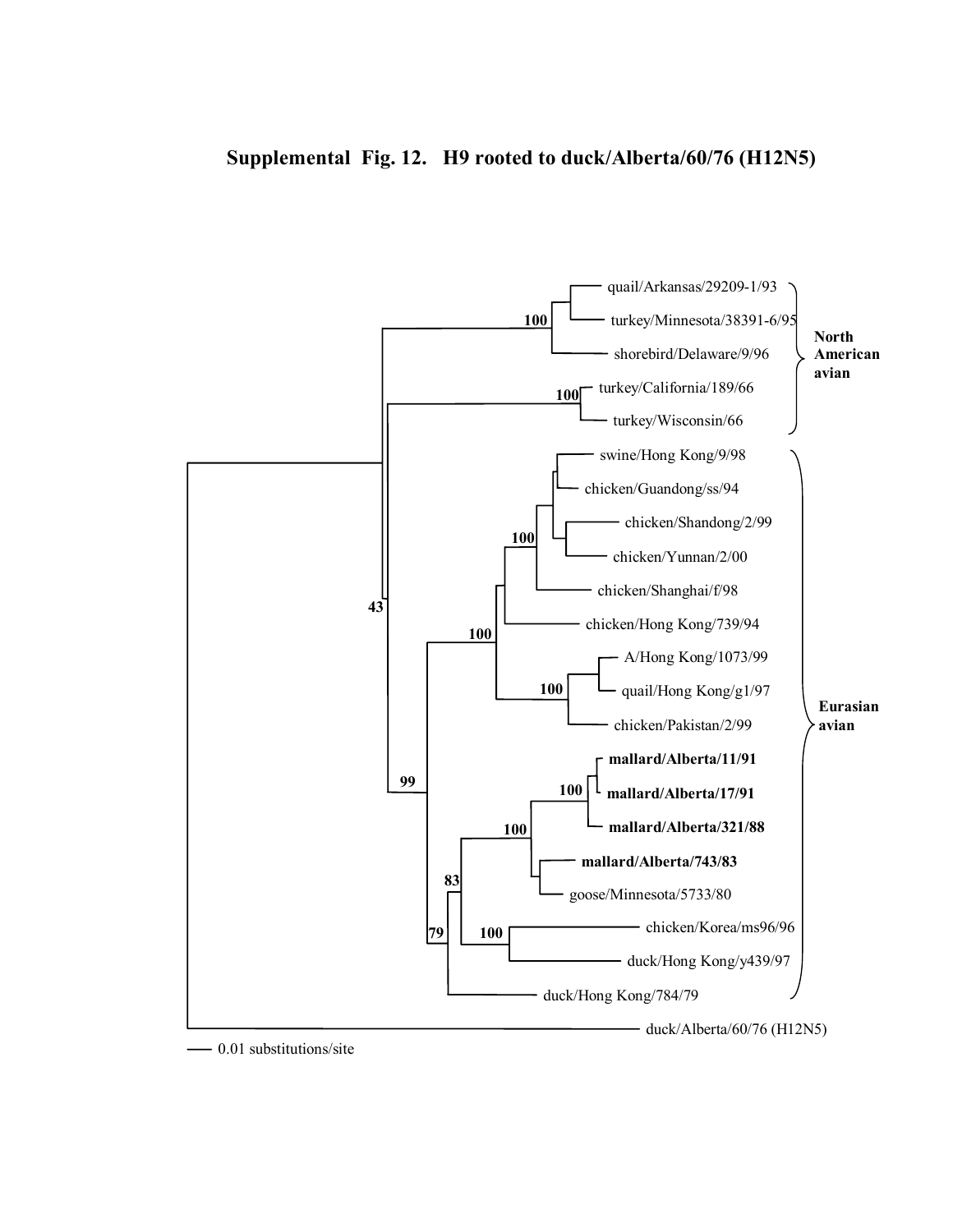**Supplemental Fig. 12. H9 rooted to duck/Alberta/60/76 (H12N5)**

quail/Arkansas/29209-1/93
turkey/Minnesota/38391-6/95
shorebird/Delaware/9/96
turkey/California/189/66
turkey/Wisconsin/66

North American avian

swine/Hong Kong/9/98
chicken/Guandong/ss/94
chicken/Shandong/2/99
chicken/Yunnan/2/00
chicken/Shanghai/f/98
chicken/Hong Kong/739/94
A/Hong Kong/1073/99
quail/Hong Kong/g1/97
chicken/Pakistan/2/99
**mallard/Alberta/11/91**
**mallard/Alberta/17/91**
**mallard/Alberta/321/88**
**mallard/Alberta/743/83**
goose/Minnesota/5733/80
chicken/Korea/ms96/96
duck/Hong Kong/y439/97
duck/Hong Kong/784/79

Eurasian avian

duck/Alberta/60/76 (H12N5)

100, 100, 43, 100, 100, 100, 99, 100, 100, 83, 100, 79

0.01 substitutions/site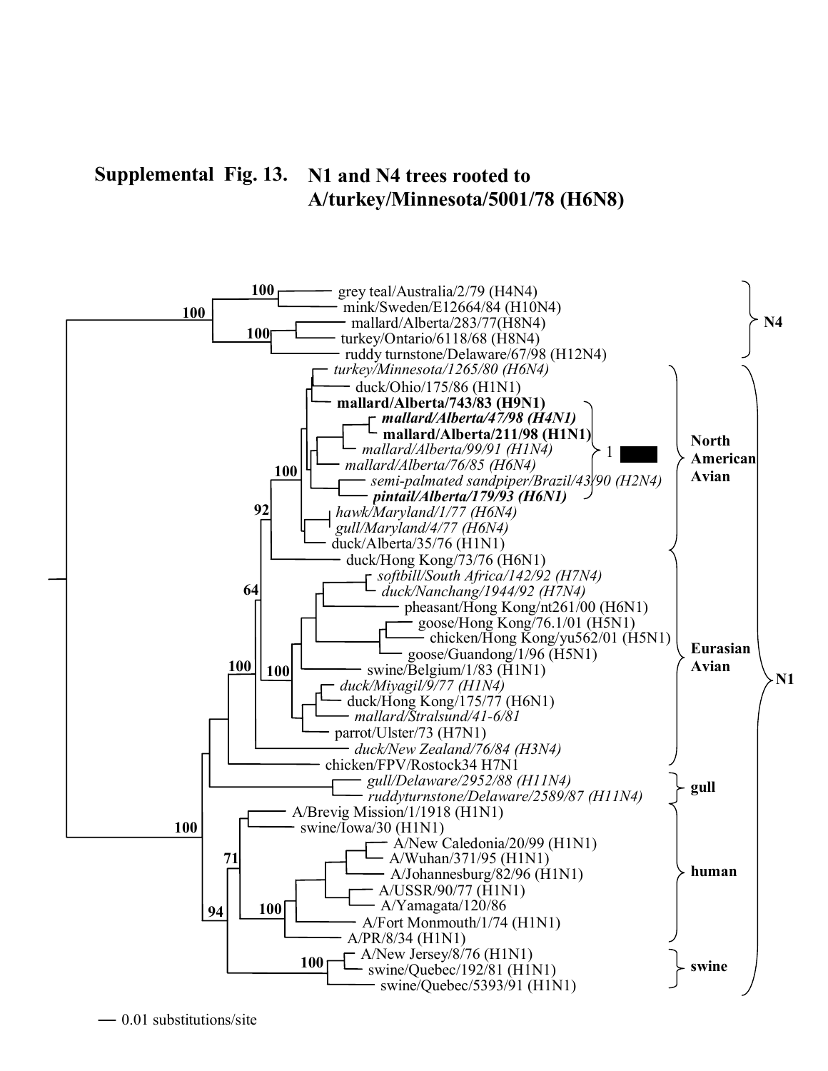**Supplemental Fig. 13. N1 and N4 trees rooted to A/turkey/Minnesota/5001/78 (H6N8)**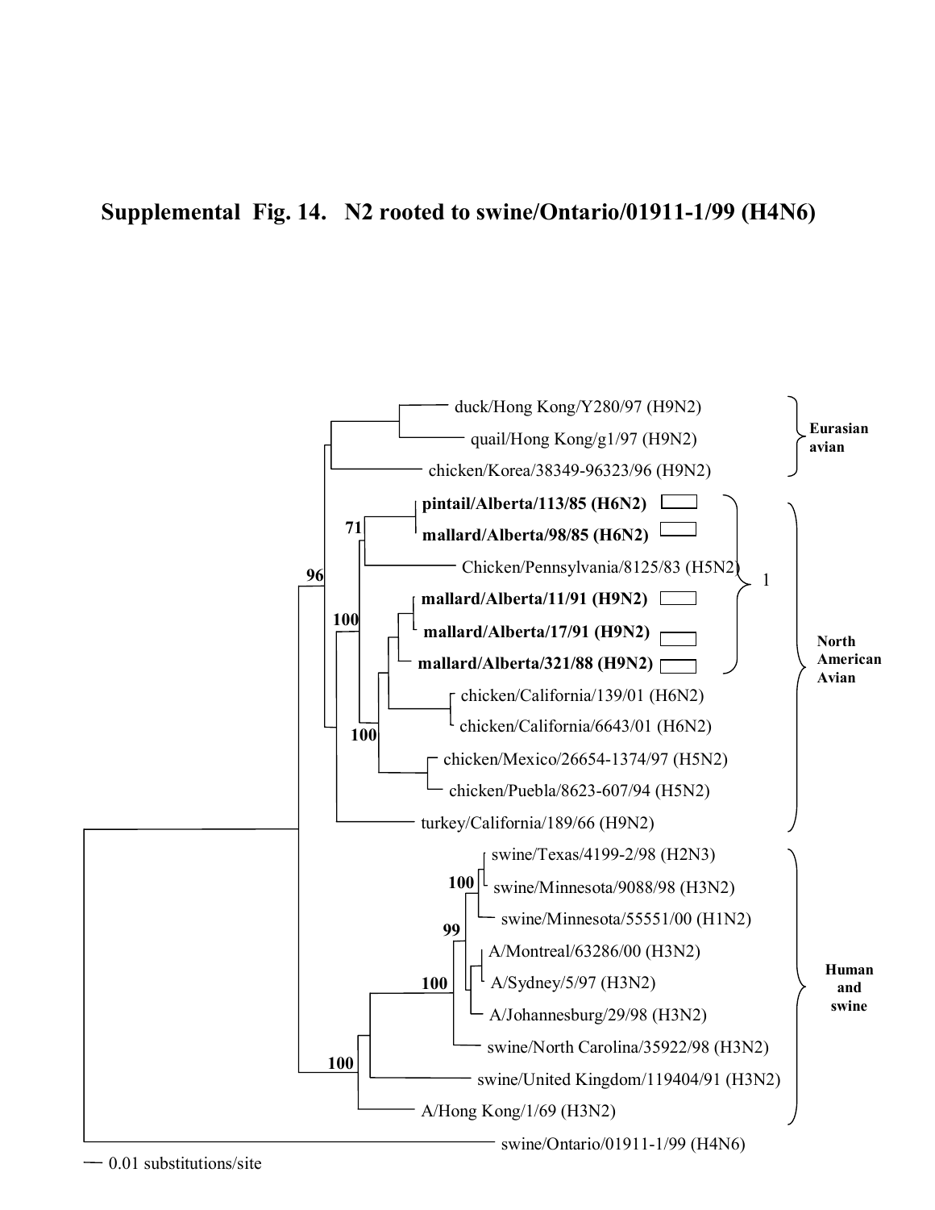# Supplemental Fig. 14. N2 rooted to swine/Ontario/01911-1/99 (H4N6)

duck/Hong Kong/Y280/97 (H9N2)

quail/Hong Kong/g1/97 (H9N2)

chicken/Korea/38349-96323/96 (H9N2)

**Eurasian avian**

**pintail/Alberta/113/85 (H6N2)**

**mallard/Alberta/98/85 (H6N2)**

Chicken/Pennsylvania/8125/83 (H5N2)

**mallard/Alberta/11/91 (H9N2)**

**mallard/Alberta/17/91 (H9N2)**

**mallard/Alberta/321/88 (H9N2)**

1

chicken/California/139/01 (H6N2)

chicken/California/6643/01 (H6N2)

chicken/Mexico/26654-1374/97 (H5N2)

chicken/Puebla/8623-607/94 (H5N2)

turkey/California/189/66 (H9N2)

**North American Avian**

swine/Texas/4199-2/98 (H2N3)

swine/Minnesota/9088/98 (H3N2)

swine/Minnesota/55551/00 (H1N2)

A/Montreal/63286/00 (H3N2)

A/Sydney/5/97 (H3N2)

A/Johannesburg/29/98 (H3N2)

swine/North Carolina/35922/98 (H3N2)

swine/United Kingdom/119404/91 (H3N2)

A/Hong Kong/1/69 (H3N2)

**Human and swine**

swine/Ontario/01911-1/99 (H4N6)

**96** **71** **100** **100** **100** **99** **100** **100**

0.01 substitutions/site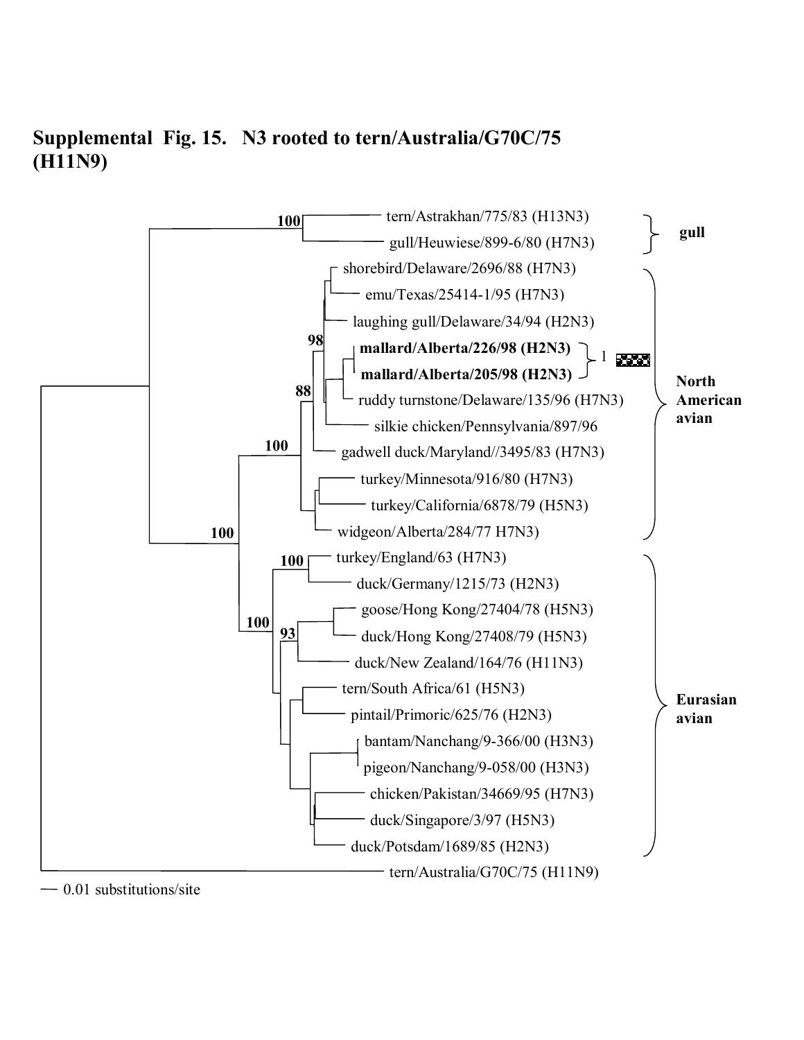**Supplemental Fig. 15. N3 rooted to tern/Australia/G70C/75 (H11N9)**

tern/Astrakhan/775/83 (H13N3)
gull/Heuwiese/899-6/80 (H7N3)
shorebird/Delaware/2696/88 (H7N3)
emu/Texas/25414-1/95 (H7N3)
laughing gull/Delaware/34/94 (H2N3)
**mallard/Alberta/226/98 (H2N3)**
**mallard/Alberta/205/98 (H2N3)**
ruddy turnstone/Delaware/135/96 (H7N3)
silkie chicken/Pennsylvania/897/96
gadwell duck/Maryland//3495/83 (H7N3)
turkey/Minnesota/916/80 (H7N3)
turkey/California/6878/79 (H5N3)
widgeon/Alberta/284/77 H7N3)
turkey/England/63 (H7N3)
duck/Germany/1215/73 (H2N3)
goose/Hong Kong/27404/78 (H5N3)
duck/Hong Kong/27408/79 (H5N3)
duck/New Zealand/164/76 (H11N3)
tern/South Africa/61 (H5N3)
pintail/Primoric/625/76 (H2N3)
bantam/Nanchang/9-366/00 (H3N3)
pigeon/Nanchang/9-058/00 (H3N3)
chicken/Pakistan/34669/95 (H7N3)
duck/Singapore/3/97 (H5N3)
duck/Potsdam/1689/85 (H2N3)
tern/Australia/G70C/75 (H11N9)

gull

North American avian

Eurasian avian

1

100 100 98 88 100 100 100 93

— 0.01 substitutions/site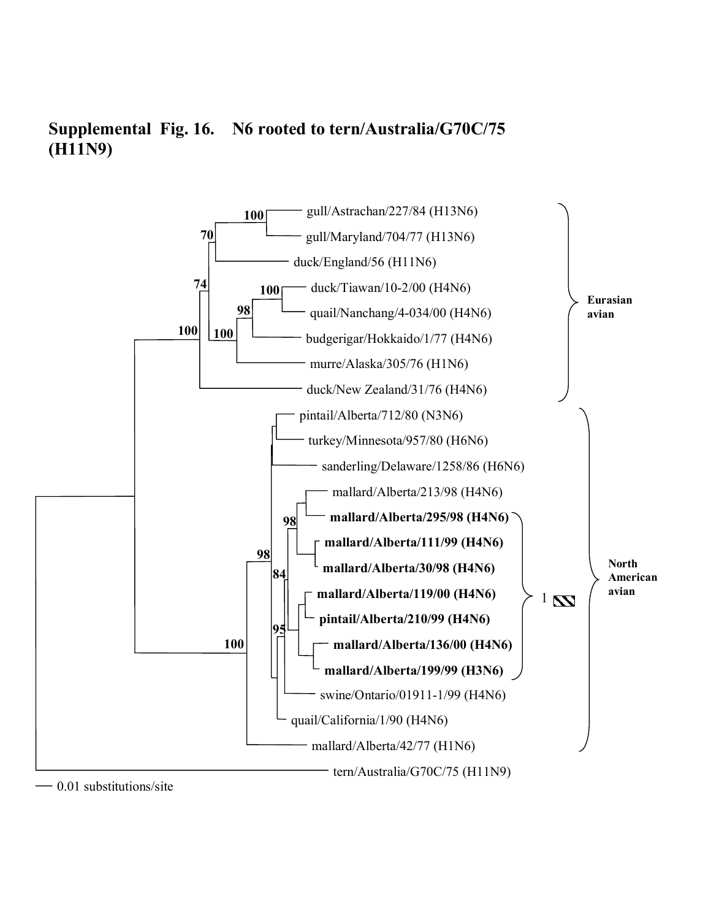# Supplemental Fig. 16. N6 rooted to tern/Australia/G70C/75 (H11N9)

gull/Astrachan/227/84 (H13N6)
gull/Maryland/704/77 (H13N6)
duck/England/56 (H11N6)
duck/Tiawan/10-2/00 (H4N6)
quail/Nanchang/4-034/00 (H4N6)
budgerigar/Hokkaido/1/77 (H4N6)
murre/Alaska/305/76 (H1N6)
duck/New Zealand/31/76 (H4N6)

**Eurasian avian**

pintail/Alberta/712/80 (N3N6)
turkey/Minnesota/957/80 (H6N6)
sanderling/Delaware/1258/86 (H6N6)
mallard/Alberta/213/98 (H4N6)
**mallard/Alberta/295/98 (H4N6)**
**mallard/Alberta/111/99 (H4N6)**
**mallard/Alberta/30/98 (H4N6)**
**mallard/Alberta/119/00 (H4N6)**
**pintail/Alberta/210/99 (H4N6)**
**mallard/Alberta/136/00 (H4N6)**
**mallard/Alberta/199/99 (H3N6)**
swine/Ontario/01911-1/99 (H4N6)
quail/California/1/90 (H4N6)
mallard/Alberta/42/77 (H1N6)

1

**North American avian**

tern/Australia/G70C/75 (H11N9)

0.01 substitutions/site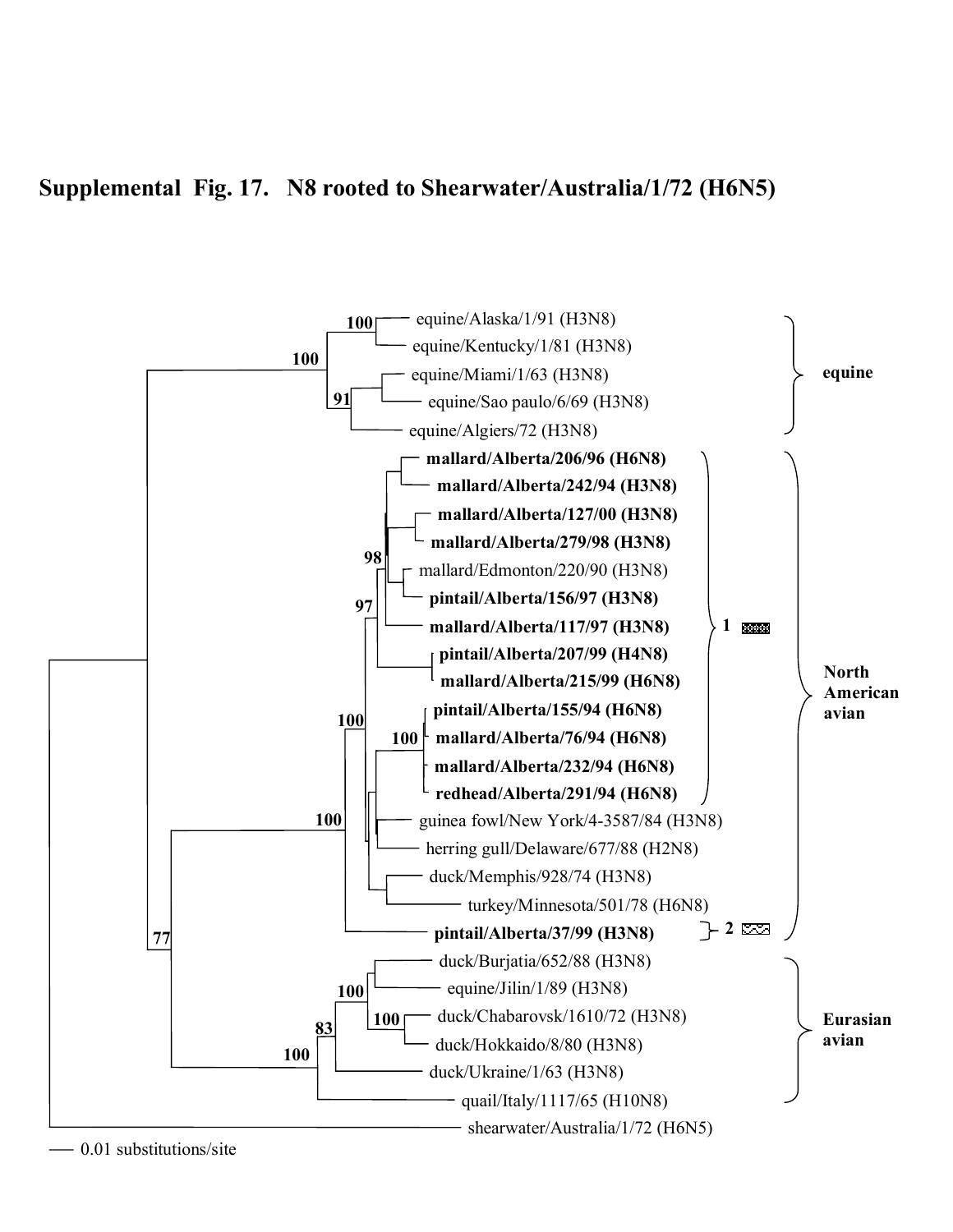# Supplemental Fig. 17. N8 rooted to Shearwater/Australia/1/72 (H6N5)

equine/Alaska/1/91 (H3N8)
equine/Kentucky/1/81 (H3N8)
equine/Miami/1/63 (H3N8)
equine/Sao paulo/6/69 (H3N8)
equine/Algiers/72 (H3N8)
**mallard/Alberta/206/96 (H6N8)**
**mallard/Alberta/242/94 (H3N8)**
**mallard/Alberta/127/00 (H3N8)**
**mallard/Alberta/279/98 (H3N8)**
mallard/Edmonton/220/90 (H3N8)
**pintail/Alberta/156/97 (H3N8)**
**mallard/Alberta/117/97 (H3N8)**
**pintail/Alberta/207/99 (H4N8)**
**mallard/Alberta/215/99 (H6N8)**
**pintail/Alberta/155/94 (H6N8)**
**mallard/Alberta/76/94 (H6N8)**
**mallard/Alberta/232/94 (H6N8)**
**redhead/Alberta/291/94 (H6N8)**
guinea fowl/New York/4-3587/84 (H3N8)
herring gull/Delaware/677/88 (H2N8)
duck/Memphis/928/74 (H3N8)
turkey/Minnesota/501/78 (H6N8)
**pintail/Alberta/37/99 (H3N8)**
duck/Burjatia/652/88 (H3N8)
equine/Jilin/1/89 (H3N8)
duck/Chabarovsk/1610/72 (H3N8)
duck/Hokkaido/8/80 (H3N8)
duck/Ukraine/1/63 (H3N8)
quail/Italy/1117/65 (H10N8)
shearwater/Australia/1/72 (H6N5)

**equine**

**North American avian** (**1**, **2**)

**Eurasian avian**

0.01 substitutions/site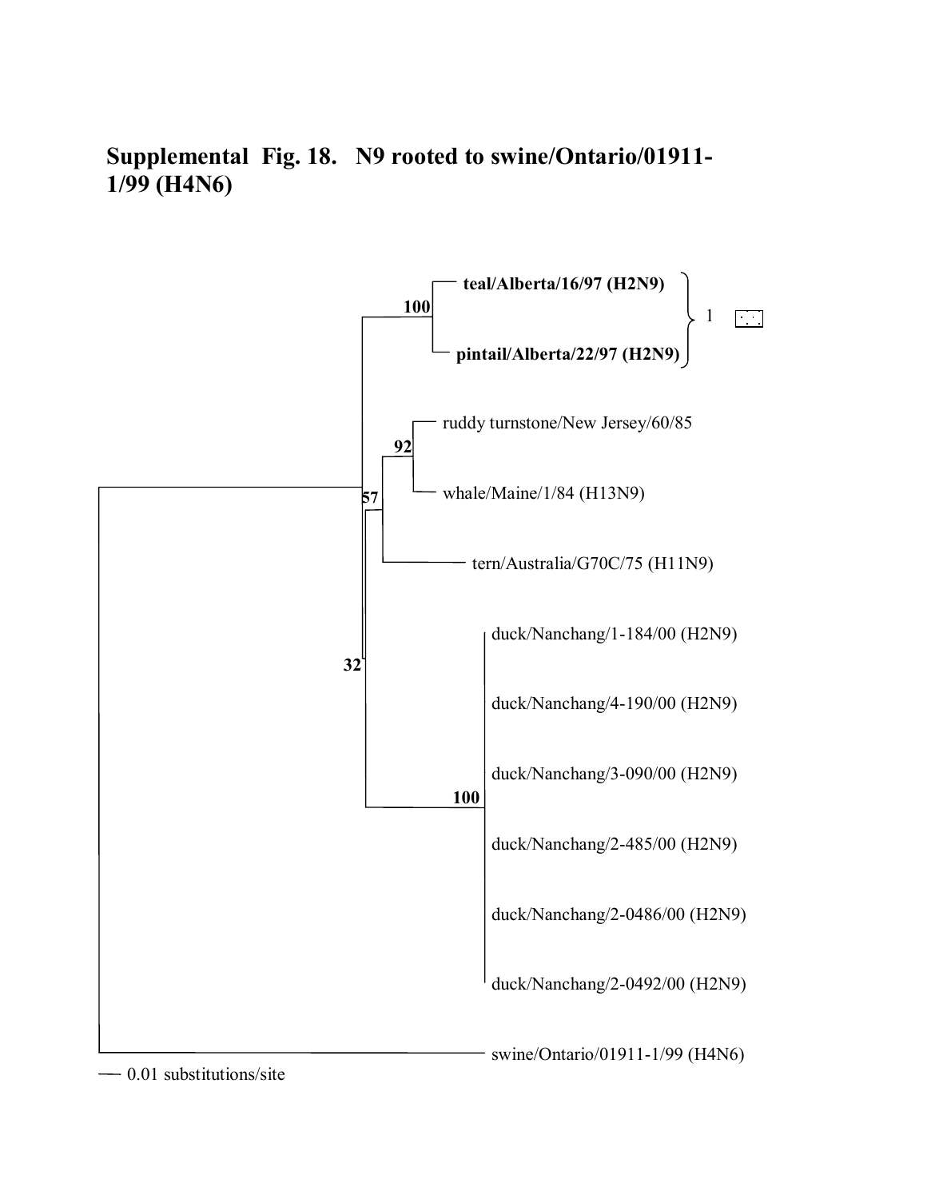**Supplemental Fig. 18. N9 rooted to swine/Ontario/01911-1/99 (H4N6)**

100

**teal/Alberta/16/97 (H2N9)**

**pintail/Alberta/22/97 (H2N9)**

1

92

ruddy turnstone/New Jersey/60/85

57

whale/Maine/1/84 (H13N9)

tern/Australia/G70C/75 (H11N9)

32

duck/Nanchang/1-184/00 (H2N9)

duck/Nanchang/4-190/00 (H2N9)

100

duck/Nanchang/3-090/00 (H2N9)

duck/Nanchang/2-485/00 (H2N9)

duck/Nanchang/2-0486/00 (H2N9)

duck/Nanchang/2-0492/00 (H2N9)

swine/Ontario/01911-1/99 (H4N6)

0.01 substitutions/site